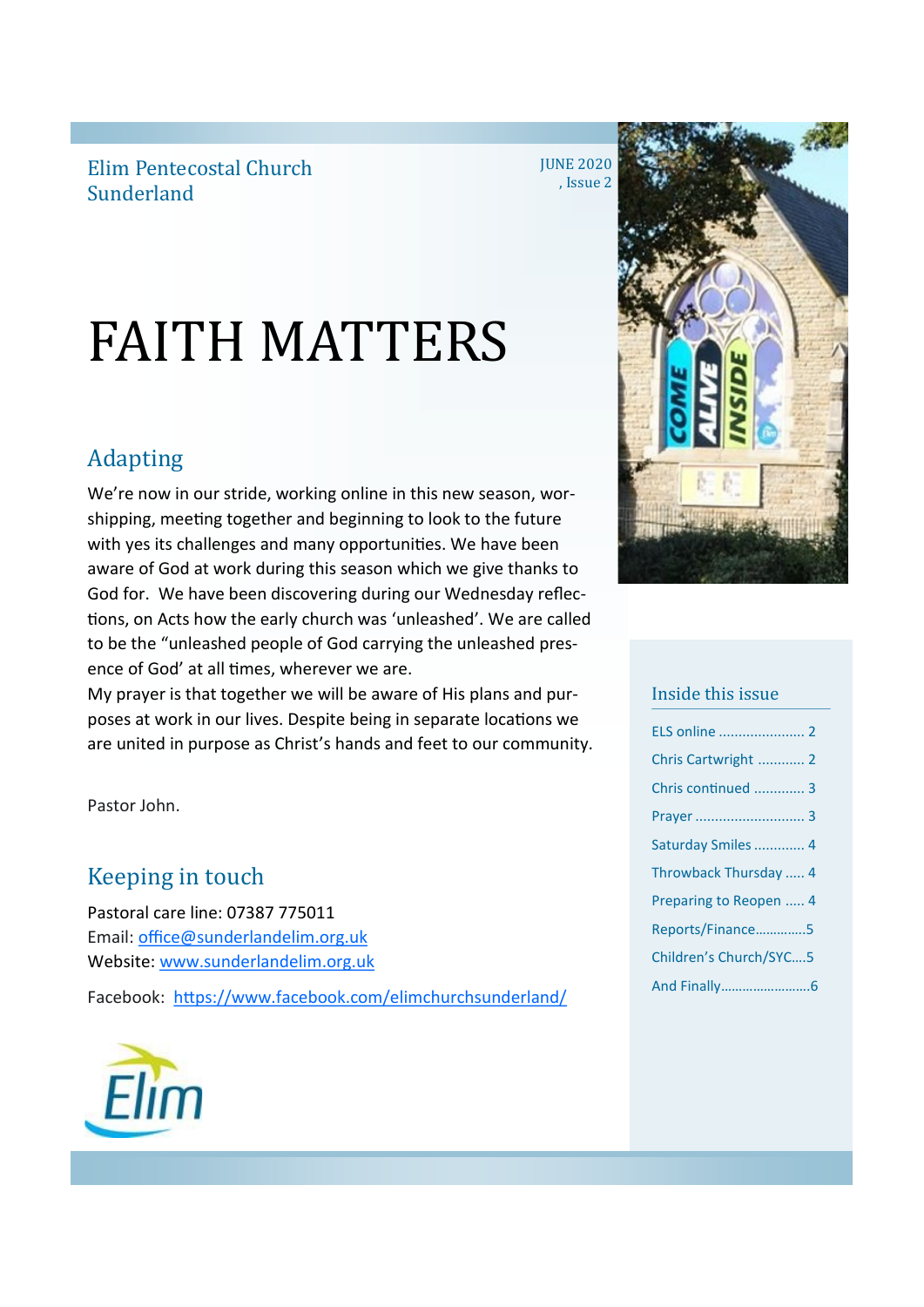Elim Pentecostal Church
Sunderland

JUNE 2020
, Issue 2

# FAITH MATTERS

## Adapting

We're now in our stride, working online in this new season, worshipping, meeting together and beginning to look to the future with yes its challenges and many opportunities. We have been aware of God at work during this season which we give thanks to God for.  We have been discovering during our Wednesday reflections, on Acts how the early church was 'unleashed'. We are called to be the "unleashed people of God carrying the unleashed presence of God' at all times, wherever we are.
My prayer is that together we will be aware of His plans and purposes at work in our lives. Despite being in separate locations we are united in purpose as Christ's hands and feet to our community.

Pastor John.

## Keeping in touch

Pastoral care line: 07387 775011
Email: office@sunderlandelim.org.uk
Website: www.sunderlandelim.org.uk

Facebook:  https://www.facebook.com/elimchurchsunderland/

### Inside this issue

- ELS online ..................... 2
- Chris Cartwright ........... 2
- Chris continued ............. 3
- Prayer ........................... 3
- Saturday Smiles ............. 4
- Throwback Thursday ..... 4
- Preparing to Reopen ..... 4
- Reports/Finance.............5
- Children's Church/SYC....5
- And Finally.......................6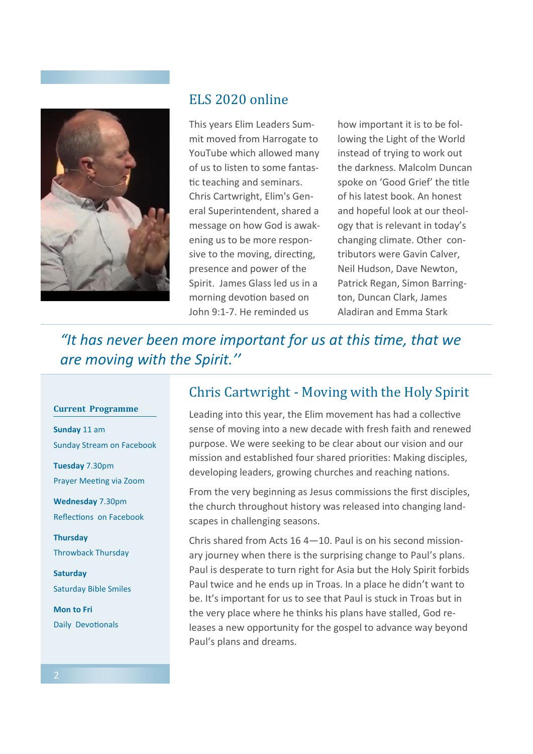## ELS 2020 online

This years Elim Leaders Summit moved from Harrogate to YouTube which allowed many of us to listen to some fantastic teaching and seminars. Chris Cartwright, Elim's General Superintendent, shared a message on how God is awakening us to be more responsive to the moving, directing, presence and power of the Spirit. James Glass led us in a morning devotion based on John 9:1-7. He reminded us how important it is to be following the Light of the World instead of trying to work out the darkness. Malcolm Duncan spoke on 'Good Grief' the title of his latest book. An honest and hopeful look at our theology that is relevant in today's changing climate. Other contributors were Gavin Calver, Neil Hudson, Dave Newton, Patrick Regan, Simon Barrington, Duncan Clark, James Aladiran and Emma Stark

*"It has never been more important for us at this time, that we are moving with the Spirit.''*

**Current Programme**

**Sunday** 11 am
Sunday Stream on Facebook

**Tuesday** 7.30pm
Prayer Meeting via Zoom

**Wednesday** 7.30pm
Reflections on Facebook

**Thursday**
Throwback Thursday

**Saturday**
Saturday Bible Smiles

**Mon to Fri**
Daily Devotionals

## Chris Cartwright - Moving with the Holy Spirit

Leading into this year, the Elim movement has had a collective sense of moving into a new decade with fresh faith and renewed purpose. We were seeking to be clear about our vision and our mission and established four shared priorities: Making disciples, developing leaders, growing churches and reaching nations.

From the very beginning as Jesus commissions the first disciples, the church throughout history was released into changing landscapes in challenging seasons.

Chris shared from Acts 16 4—10. Paul is on his second missionary journey when there is the surprising change to Paul's plans. Paul is desperate to turn right for Asia but the Holy Spirit forbids Paul twice and he ends up in Troas. In a place he didn't want to be. It's important for us to see that Paul is stuck in Troas but in the very place where he thinks his plans have stalled, God releases a new opportunity for the gospel to advance way beyond Paul's plans and dreams.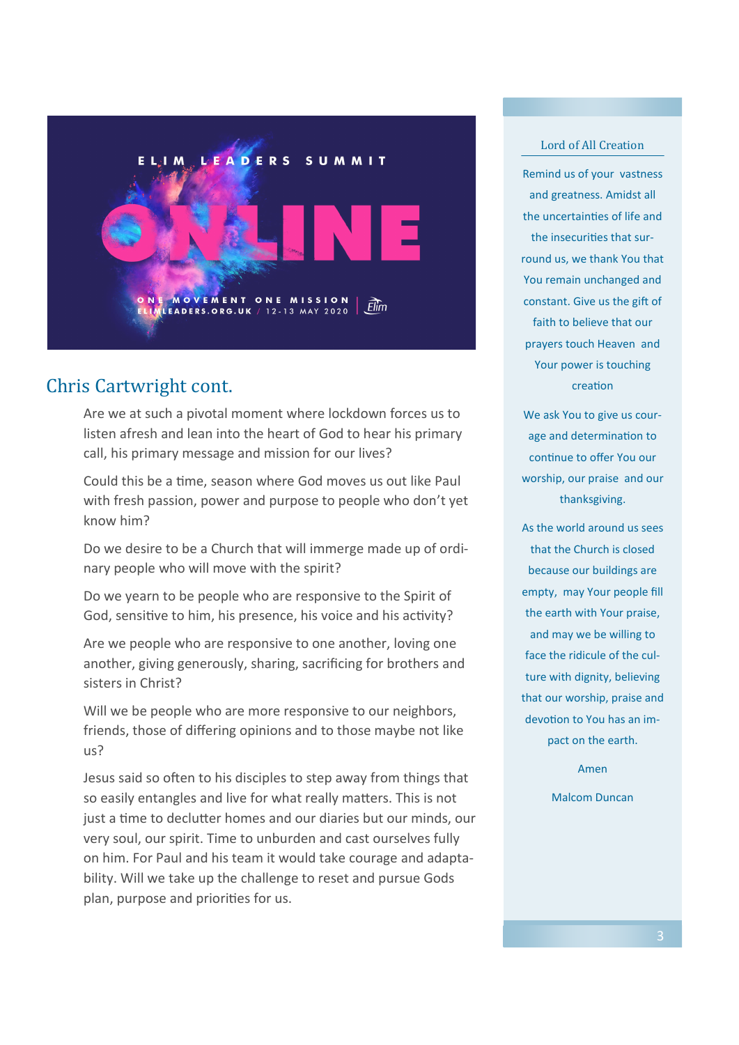ELIM LEADERS SUMMIT

ONLINE

ONE MOVEMENT ONE MISSION | Elim
ELIMLEADERS.ORG.UK / 12-13 MAY 2020

## Chris Cartwright cont.

Are we at such a pivotal moment where lockdown forces us to listen afresh and lean into the heart of God to hear his primary call, his primary message and mission for our lives?

Could this be a time, season where God moves us out like Paul with fresh passion, power and purpose to people who don't yet know him?

Do we desire to be a Church that will immerge made up of ordinary people who will move with the spirit?

Do we yearn to be people who are responsive to the Spirit of God, sensitive to him, his presence, his voice and his activity?

Are we people who are responsive to one another, loving one another, giving generously, sharing, sacrificing for brothers and sisters in Christ?

Will we be people who are more responsive to our neighbors, friends, those of differing opinions and to those maybe not like us?

Jesus said so often to his disciples to step away from things that so easily entangles and live for what really matters. This is not just a time to declutter homes and our diaries but our minds, our very soul, our spirit. Time to unburden and cast ourselves fully on him. For Paul and his team it would take courage and adaptability. Will we take up the challenge to reset and pursue Gods plan, purpose and priorities for us.

### Lord of All Creation

Remind us of your vastness and greatness. Amidst all the uncertainties of life and the insecurities that surround us, we thank You that You remain unchanged and constant. Give us the gift of faith to believe that our prayers touch Heaven and Your power is touching creation

We ask You to give us courage and determination to continue to offer You our worship, our praise and our thanksgiving.

As the world around us sees that the Church is closed because our buildings are empty, may Your people fill the earth with Your praise, and may we be willing to face the ridicule of the culture with dignity, believing that our worship, praise and devotion to You has an impact on the earth.

Amen

Malcom Duncan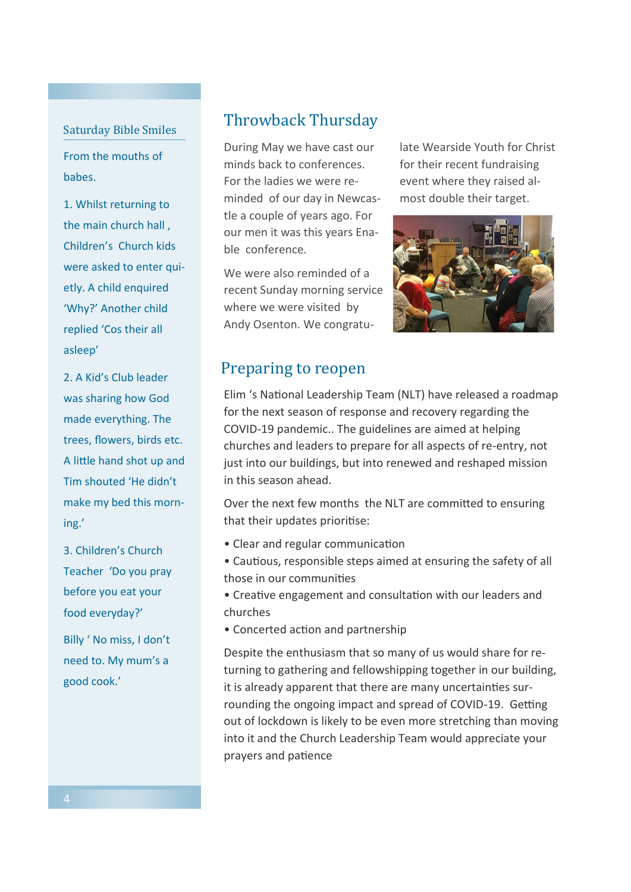## Saturday Bible Smiles

From the mouths of babes.

1. Whilst returning to the main church hall , Children's Church kids were asked to enter quietly. A child enquired 'Why?' Another child replied 'Cos their all asleep'

2. A Kid's Club leader was sharing how God made everything. The trees, flowers, birds etc. A little hand shot up and Tim shouted 'He didn't make my bed this morning.'

3. Children's Church Teacher 'Do you pray before you eat your food everyday?'

Billy ' No miss, I don't need to. My mum's a good cook.'

## Throwback Thursday

During May we have cast our minds back to conferences. For the ladies we were reminded of our day in Newcastle a couple of years ago. For our men it was this years Enable conference.

We were also reminded of a recent Sunday morning service where we were visited by Andy Osenton. We congratulate Wearside Youth for Christ for their recent fundraising event where they raised almost double their target.

## Preparing to reopen

Elim 's National Leadership Team (NLT) have released a roadmap for the next season of response and recovery regarding the COVID-19 pandemic.. The guidelines are aimed at helping churches and leaders to prepare for all aspects of re-entry, not just into our buildings, but into renewed and reshaped mission in this season ahead.

Over the next few months the NLT are committed to ensuring that their updates prioritise:

- Clear and regular communication
- Cautious, responsible steps aimed at ensuring the safety of all those in our communities
- Creative engagement and consultation with our leaders and churches
- Concerted action and partnership

Despite the enthusiasm that so many of us would share for returning to gathering and fellowshipping together in our building, it is already apparent that there are many uncertainties surrounding the ongoing impact and spread of COVID-19. Getting out of lockdown is likely to be even more stretching than moving into it and the Church Leadership Team would appreciate your prayers and patience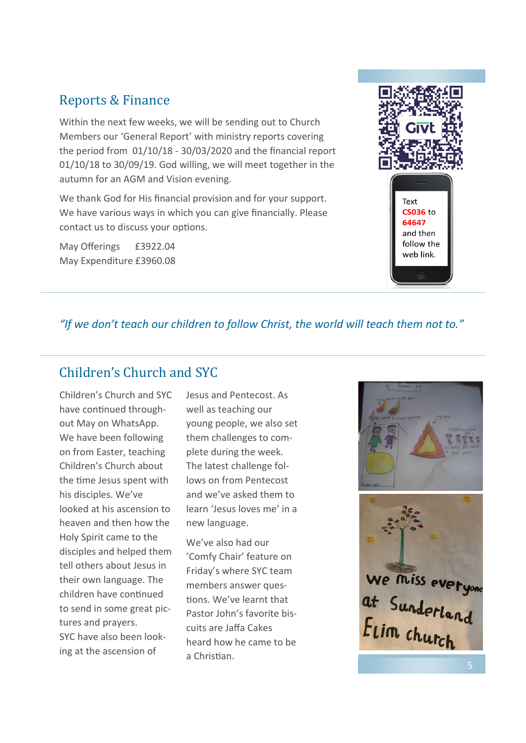## Reports & Finance

Within the next few weeks, we will be sending out to Church Members our 'General Report' with ministry reports covering the period from 01/10/18 - 30/03/2020 and the financial report 01/10/18 to 30/09/19. God willing, we will meet together in the autumn for an AGM and Vision evening.

We thank God for His financial provision and for your support. We have various ways in which you can give financially. Please contact us to discuss your options.

May Offerings £3922.04
May Expenditure £3960.08

Text **CS036** to **64647** and then follow the web link.

*"If we don't teach our children to follow Christ, the world will teach them not to."*

## Children's Church and SYC

Children's Church and SYC have continued throughout May on WhatsApp. We have been following on from Easter, teaching Children's Church about the time Jesus spent with his disciples. We've looked at his ascension to heaven and then how the Holy Spirit came to the disciples and helped them tell others about Jesus in their own language. The children have continued to send in some great pictures and prayers.
SYC have also been looking at the ascension of Jesus and Pentecost. As well as teaching our young people, we also set them challenges to complete during the week. The latest challenge follows on from Pentecost and we've asked them to learn 'Jesus loves me' in a new language.

We've also had our 'Comfy Chair' feature on Friday's where SYC team members answer questions. We've learnt that Pastor John's favorite biscuits are Jaffa Cakes heard how he came to be a Christian.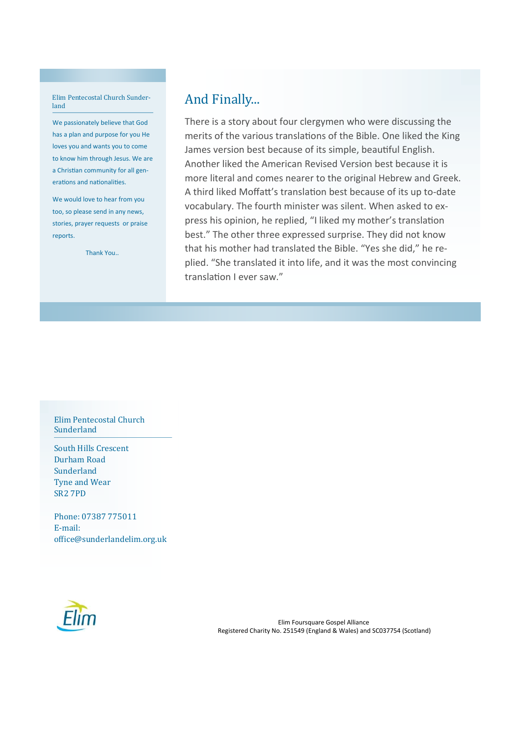Elim Pentecostal Church Sunderland

We passionately believe that God has a plan and purpose for you He loves you and wants you to come to know him through Jesus. We are a Christian community for all generations and nationalities.

We would love to hear from you too, so please send in any news, stories, prayer requests or praise reports.

Thank You..

## And Finally...

There is a story about four clergymen who were discussing the merits of the various translations of the Bible. One liked the King James version best because of its simple, beautiful English. Another liked the American Revised Version best because it is more literal and comes nearer to the original Hebrew and Greek. A third liked Moffatt's translation best because of its up to-date vocabulary. The fourth minister was silent. When asked to express his opinion, he replied, "I liked my mother's translation best." The other three expressed surprise. They did not know that his mother had translated the Bible. "Yes she did," he replied. "She translated it into life, and it was the most convincing translation I ever saw."

Elim Pentecostal Church Sunderland

South Hills Crescent
Durham Road
Sunderland
Tyne and Wear
SR2 7PD

Phone: 07387 775011
E-mail:
office@sunderlandelim.org.uk

Elim

Elim Foursquare Gospel Alliance
Registered Charity No. 251549 (England & Wales) and SC037754 (Scotland)